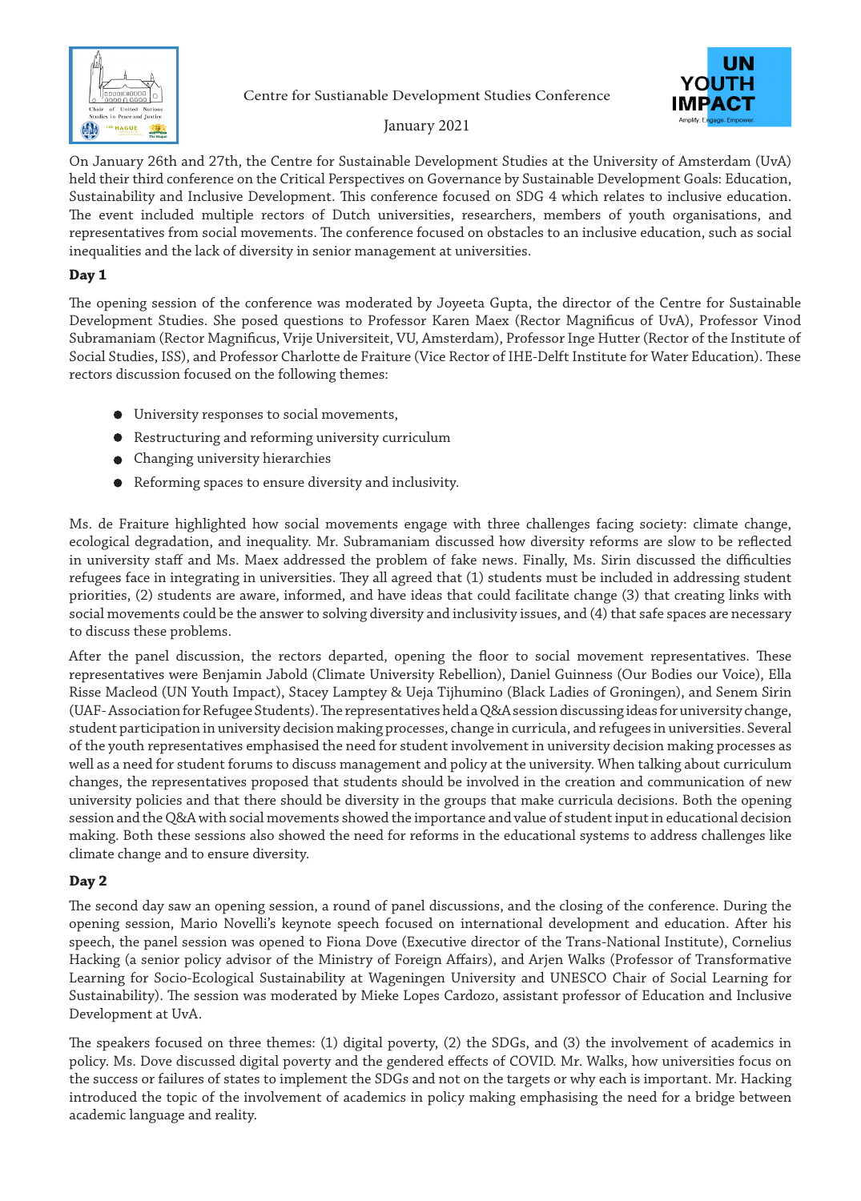Centre for Sustainable Development Studies Conference

January 2021

On January 26th and 27th, the Centre for Sustainable Development Studies at the University of Amsterdam (UvA) held their third conference on the Critical Perspectives on Governance by Sustainable Development Goals: Education, Sustainability and Inclusive Development. This conference focused on SDG 4 which relates to inclusive education. The event included multiple rectors of Dutch universities, researchers, members of youth organisations, and representatives from social movements. The conference focused on obstacles to an inclusive education, such as social inequalities and the lack of diversity in senior management at universities.

**Day 1**

The opening session of the conference was moderated by Joyeeta Gupta, the director of the Centre for Sustainable Development Studies. She posed questions to Professor Karen Maex (Rector Magnificus of UvA), Professor Vinod Subramaniam (Rector Magnificus, Vrije Universiteit, VU, Amsterdam), Professor Inge Hutter (Rector of the Institute of Social Studies, ISS), and Professor Charlotte de Fraiture (Vice Rector of IHE-Delft Institute for Water Education). These rectors discussion focused on the following themes:

- University responses to social movements,
- Restructuring and reforming university curriculum
- Changing university hierarchies
- Reforming spaces to ensure diversity and inclusivity.

Ms. de Fraiture highlighted how social movements engage with three challenges facing society: climate change, ecological degradation, and inequality. Mr. Subramaniam discussed how diversity reforms are slow to be reflected in university staff and Ms. Maex addressed the problem of fake news. Finally, Ms. Sirin discussed the difficulties refugees face in integrating in universities. They all agreed that (1) students must be included in addressing student priorities, (2) students are aware, informed, and have ideas that could facilitate change (3) that creating links with social movements could be the answer to solving diversity and inclusivity issues, and (4) that safe spaces are necessary to discuss these problems.

After the panel discussion, the rectors departed, opening the floor to social movement representatives. These representatives were Benjamin Jabold (Climate University Rebellion), Daniel Guinness (Our Bodies our Voice), Ella Risse Macleod (UN Youth Impact), Stacey Lamptey & Ueja Tijhumino (Black Ladies of Groningen), and Senem Sirin (UAF- Association for Refugee Students). The representatives held a Q&A session discussing ideas for university change, student participation in university decision making processes, change in curricula, and refugees in universities. Several of the youth representatives emphasised the need for student involvement in university decision making processes as well as a need for student forums to discuss management and policy at the university. When talking about curriculum changes, the representatives proposed that students should be involved in the creation and communication of new university policies and that there should be diversity in the groups that make curricula decisions. Both the opening session and the Q&A with social movements showed the importance and value of student input in educational decision making. Both these sessions also showed the need for reforms in the educational systems to address challenges like climate change and to ensure diversity.

**Day 2**

The second day saw an opening session, a round of panel discussions, and the closing of the conference. During the opening session, Mario Novelli's keynote speech focused on international development and education. After his speech, the panel session was opened to Fiona Dove (Executive director of the Trans-National Institute), Cornelius Hacking (a senior policy advisor of the Ministry of Foreign Affairs), and Arjen Walks (Professor of Transformative Learning for Socio-Ecological Sustainability at Wageningen University and UNESCO Chair of Social Learning for Sustainability). The session was moderated by Mieke Lopes Cardozo, assistant professor of Education and Inclusive Development at UvA.

The speakers focused on three themes: (1) digital poverty, (2) the SDGs, and (3) the involvement of academics in policy. Ms. Dove discussed digital poverty and the gendered effects of COVID. Mr. Walks, how universities focus on the success or failures of states to implement the SDGs and not on the targets or why each is important. Mr. Hacking introduced the topic of the involvement of academics in policy making emphasising the need for a bridge between academic language and reality.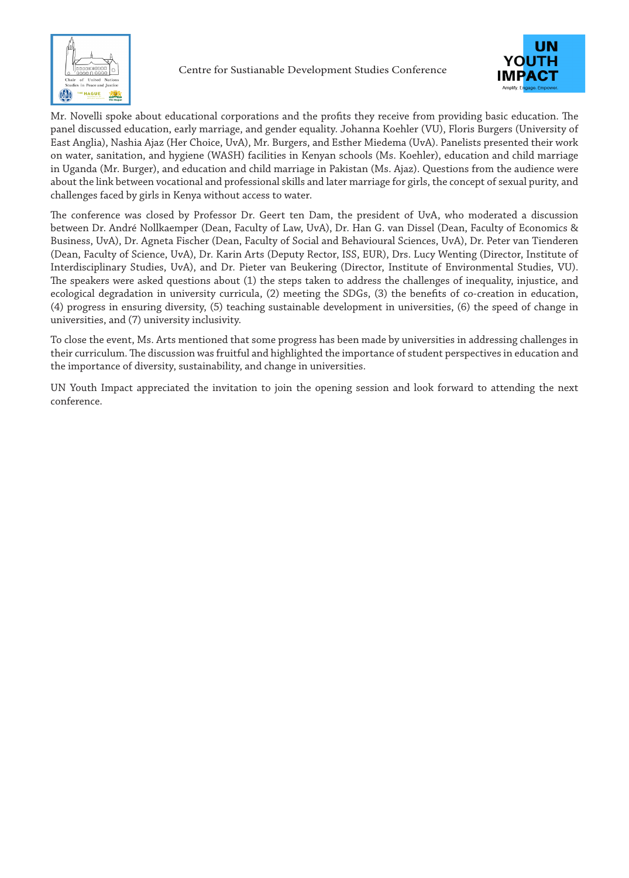Mr. Novelli spoke about educational corporations and the profits they receive from providing basic education. The panel discussed education, early marriage, and gender equality. Johanna Koehler (VU), Floris Burgers (University of East Anglia), Nashia Ajaz (Her Choice, UvA), Mr. Burgers, and Esther Miedema (UvA). Panelists presented their work on water, sanitation, and hygiene (WASH) facilities in Kenyan schools (Ms. Koehler), education and child marriage in Uganda (Mr. Burger), and education and child marriage in Pakistan (Ms. Ajaz). Questions from the audience were about the link between vocational and professional skills and later marriage for girls, the concept of sexual purity, and challenges faced by girls in Kenya without access to water.

The conference was closed by Professor Dr. Geert ten Dam, the president of UvA, who moderated a discussion between Dr. André Nollkaemper (Dean, Faculty of Law, UvA), Dr. Han G. van Dissel (Dean, Faculty of Economics & Business, UvA), Dr. Agneta Fischer (Dean, Faculty of Social and Behavioural Sciences, UvA), Dr. Peter van Tienderen (Dean, Faculty of Science, UvA), Dr. Karin Arts (Deputy Rector, ISS, EUR), Drs. Lucy Wenting (Director, Institute of Interdisciplinary Studies, UvA), and Dr. Pieter van Beukering (Director, Institute of Environmental Studies, VU). The speakers were asked questions about (1) the steps taken to address the challenges of inequality, injustice, and ecological degradation in university curricula, (2) meeting the SDGs, (3) the benefits of co-creation in education, (4) progress in ensuring diversity, (5) teaching sustainable development in universities, (6) the speed of change in universities, and (7) university inclusivity.

To close the event, Ms. Arts mentioned that some progress has been made by universities in addressing challenges in their curriculum. The discussion was fruitful and highlighted the importance of student perspectives in education and the importance of diversity, sustainability, and change in universities.

UN Youth Impact appreciated the invitation to join the opening session and look forward to attending the next conference.